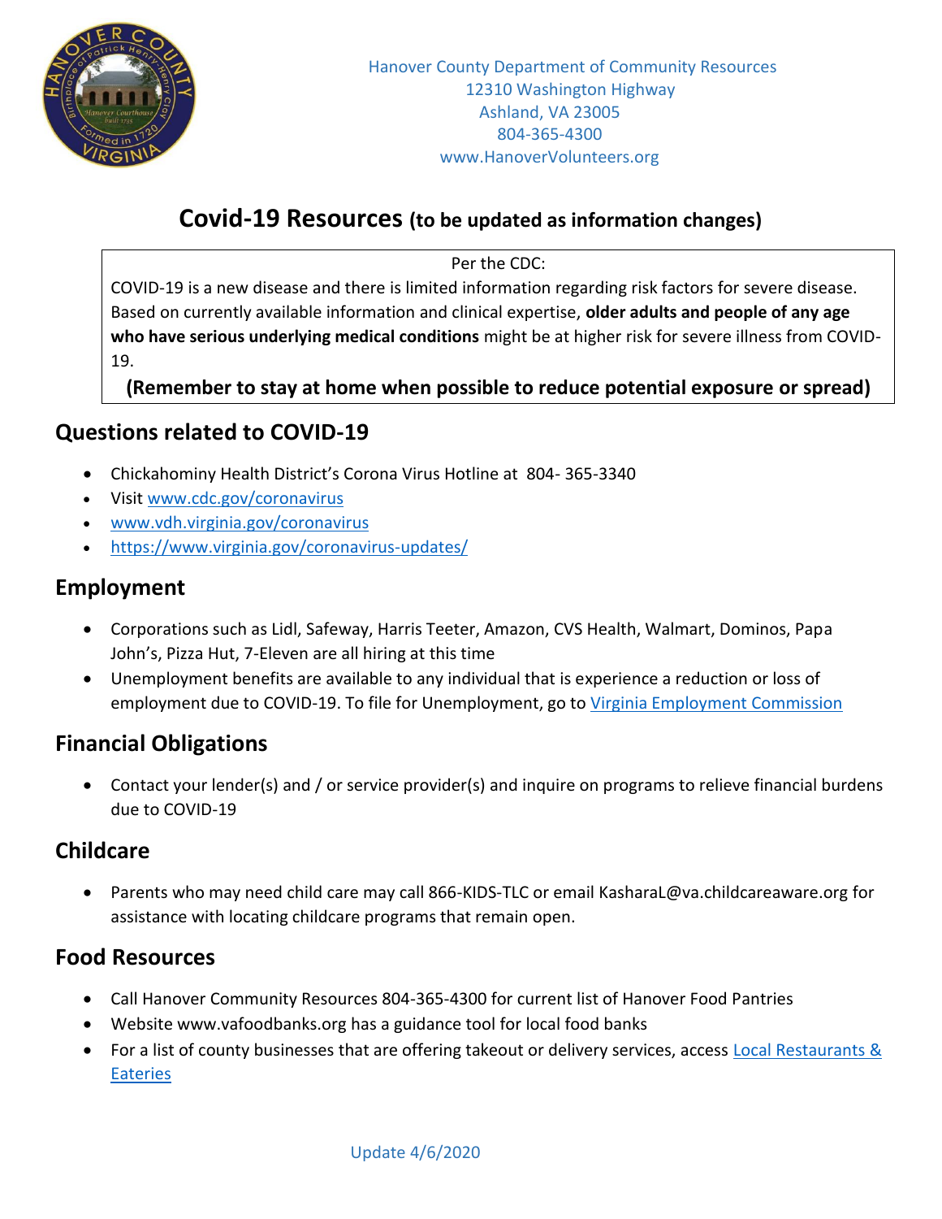Hanover County Department of Community Resources
12310 Washington Highway
Ashland, VA 23005
804-365-4300
www.HanoverVolunteers.org

# Covid-19 Resources (to be updated as information changes)

Per the CDC:

COVID-19 is a new disease and there is limited information regarding risk factors for severe disease. Based on currently available information and clinical expertise, **older adults and people of any age who have serious underlying medical conditions** might be at higher risk for severe illness from COVID-19.

**(Remember to stay at home when possible to reduce potential exposure or spread)**

## Questions related to COVID-19

- Chickahominy Health District's Corona Virus Hotline at 804- 365-3340
- Visit [www.cdc.gov/coronavirus](www.cdc.gov/coronavirus)
- [www.vdh.virginia.gov/coronavirus](www.vdh.virginia.gov/coronavirus)
- [https://www.virginia.gov/coronavirus-updates/](https://www.virginia.gov/coronavirus-updates/)

## Employment

- Corporations such as Lidl, Safeway, Harris Teeter, Amazon, CVS Health, Walmart, Dominos, Papa John's, Pizza Hut, 7-Eleven are all hiring at this time
- Unemployment benefits are available to any individual that is experience a reduction or loss of employment due to COVID-19. To file for Unemployment, go to Virginia Employment Commission

## Financial Obligations

- Contact your lender(s) and / or service provider(s) and inquire on programs to relieve financial burdens due to COVID-19

## Childcare

- Parents who may need child care may call 866-KIDS-TLC or email KasharaL@va.childcareaware.org for assistance with locating childcare programs that remain open.

## Food Resources

- Call Hanover Community Resources 804-365-4300 for current list of Hanover Food Pantries
- Website www.vafoodbanks.org has a guidance tool for local food banks
- For a list of county businesses that are offering takeout or delivery services, access Local Restaurants & Eateries

Update 4/6/2020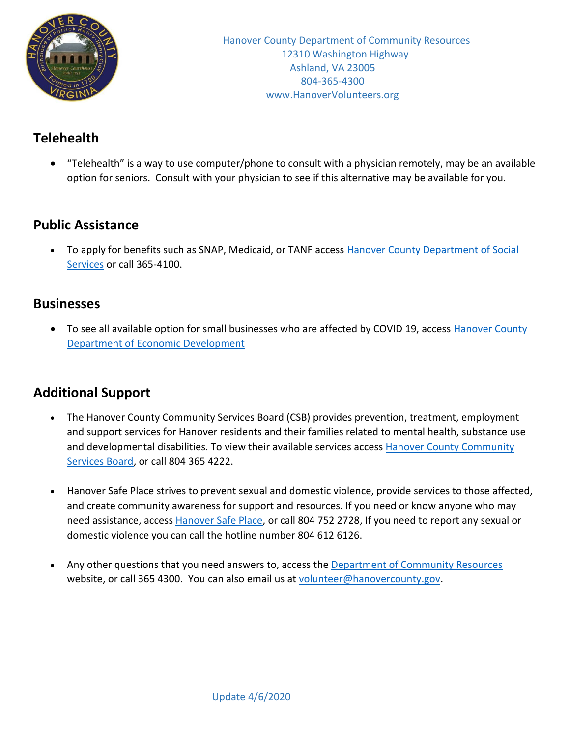Hanover County Department of Community Resources
12310 Washington Highway
Ashland, VA 23005
804-365-4300
www.HanoverVolunteers.org

## Telehealth

- "Telehealth" is a way to use computer/phone to consult with a physician remotely, may be an available option for seniors. Consult with your physician to see if this alternative may be available for you.

## Public Assistance

- To apply for benefits such as SNAP, Medicaid, or TANF access Hanover County Department of Social Services or call 365-4100.

## Businesses

- To see all available option for small businesses who are affected by COVID 19, access Hanover County Department of Economic Development

## Additional Support

- The Hanover County Community Services Board (CSB) provides prevention, treatment, employment and support services for Hanover residents and their families related to mental health, substance use and developmental disabilities. To view their available services access Hanover County Community Services Board, or call 804 365 4222.

- Hanover Safe Place strives to prevent sexual and domestic violence, provide services to those affected, and create community awareness for support and resources. If you need or know anyone who may need assistance, access Hanover Safe Place, or call 804 752 2728, If you need to report any sexual or domestic violence you can call the hotline number 804 612 6126.

- Any other questions that you need answers to, access the Department of Community Resources website, or call 365 4300. You can also email us at volunteer@hanovercounty.gov.

Update 4/6/2020